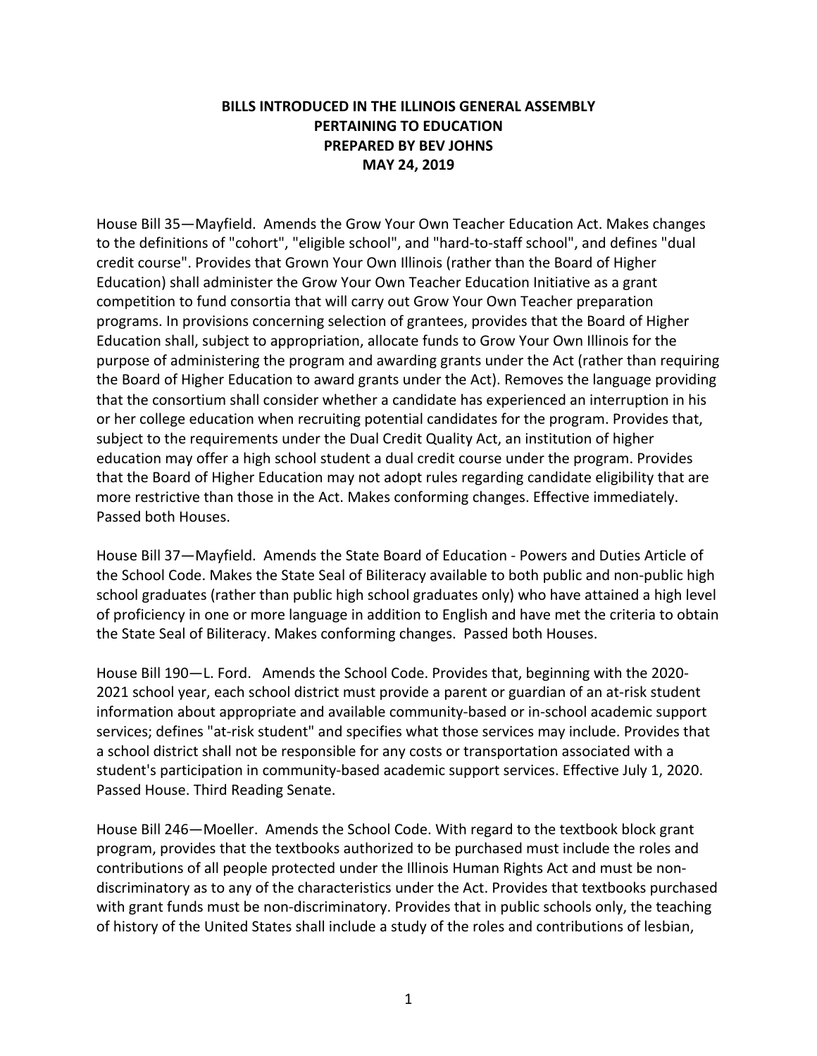# BILLS INTRODUCED IN THE ILLINOIS GENERAL ASSEMBLY PERTAINING TO EDUCATION PREPARED BY BEV JOHNS MAY 24, 2019

House Bill 35—Mayfield. Amends the Grow Your Own Teacher Education Act. Makes changes to the definitions of "cohort", "eligible school", and "hard-to-staff school", and defines "dual credit course". Provides that Grown Your Own Illinois (rather than the Board of Higher Education) shall administer the Grow Your Own Teacher Education Initiative as a grant competition to fund consortia that will carry out Grow Your Own Teacher preparation programs. In provisions concerning selection of grantees, provides that the Board of Higher Education shall, subject to appropriation, allocate funds to Grow Your Own Illinois for the purpose of administering the program and awarding grants under the Act (rather than requiring the Board of Higher Education to award grants under the Act). Removes the language providing that the consortium shall consider whether a candidate has experienced an interruption in his or her college education when recruiting potential candidates for the program. Provides that, subject to the requirements under the Dual Credit Quality Act, an institution of higher education may offer a high school student a dual credit course under the program. Provides that the Board of Higher Education may not adopt rules regarding candidate eligibility that are more restrictive than those in the Act. Makes conforming changes. Effective immediately. Passed both Houses.

House Bill 37—Mayfield. Amends the State Board of Education - Powers and Duties Article of the School Code. Makes the State Seal of Biliteracy available to both public and non-public high school graduates (rather than public high school graduates only) who have attained a high level of proficiency in one or more language in addition to English and have met the criteria to obtain the State Seal of Biliteracy. Makes conforming changes. Passed both Houses.

House Bill 190—L. Ford. Amends the School Code. Provides that, beginning with the 2020-2021 school year, each school district must provide a parent or guardian of an at-risk student information about appropriate and available community-based or in-school academic support services; defines "at-risk student" and specifies what those services may include. Provides that a school district shall not be responsible for any costs or transportation associated with a student's participation in community-based academic support services. Effective July 1, 2020. Passed House. Third Reading Senate.

House Bill 246—Moeller. Amends the School Code. With regard to the textbook block grant program, provides that the textbooks authorized to be purchased must include the roles and contributions of all people protected under the Illinois Human Rights Act and must be non-discriminatory as to any of the characteristics under the Act. Provides that textbooks purchased with grant funds must be non-discriminatory. Provides that in public schools only, the teaching of history of the United States shall include a study of the roles and contributions of lesbian,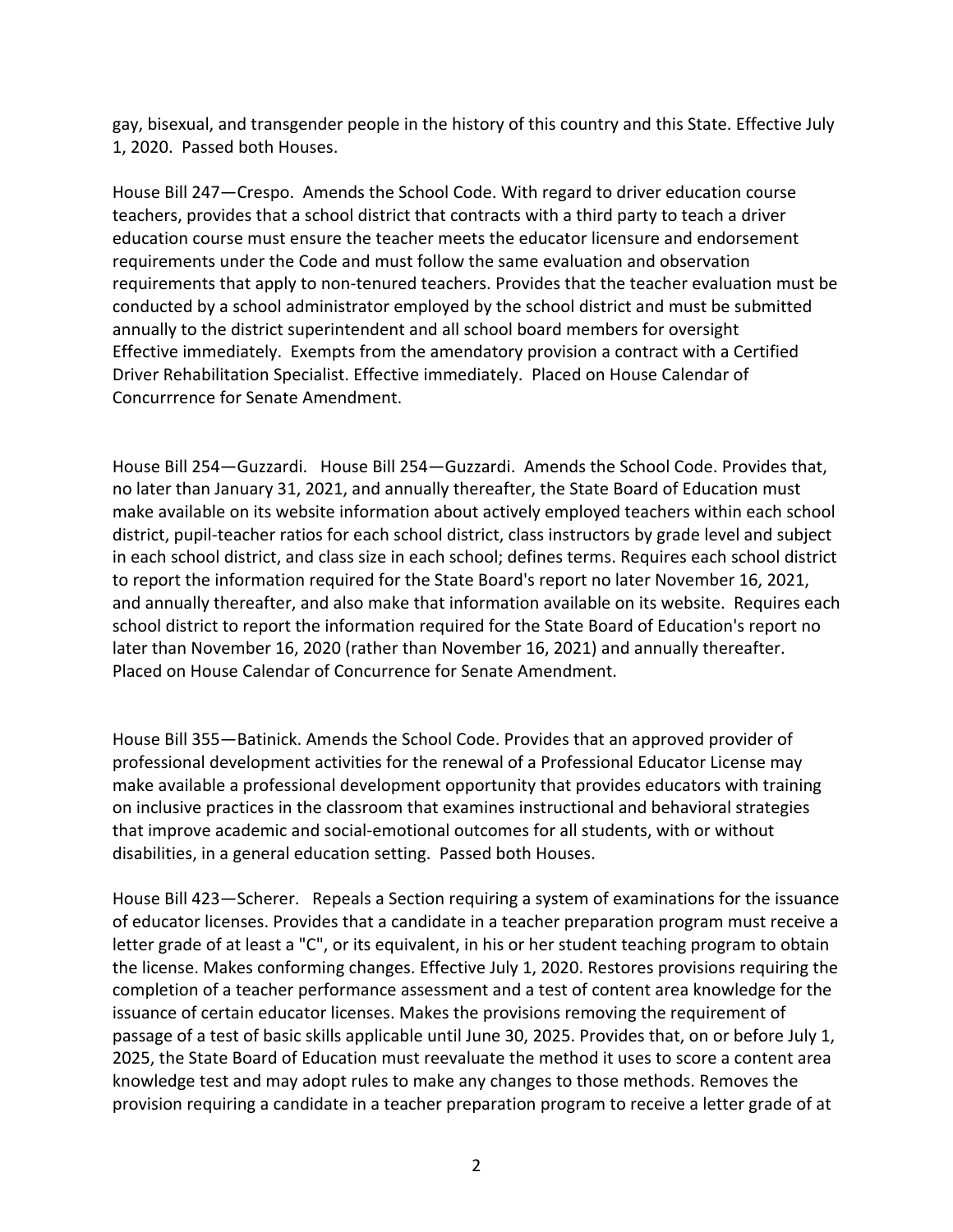gay, bisexual, and transgender people in the history of this country and this State. Effective July 1, 2020. Passed both Houses.

House Bill 247—Crespo. Amends the School Code. With regard to driver education course teachers, provides that a school district that contracts with a third party to teach a driver education course must ensure the teacher meets the educator licensure and endorsement requirements under the Code and must follow the same evaluation and observation requirements that apply to non-tenured teachers. Provides that the teacher evaluation must be conducted by a school administrator employed by the school district and must be submitted annually to the district superintendent and all school board members for oversight Effective immediately. Exempts from the amendatory provision a contract with a Certified Driver Rehabilitation Specialist. Effective immediately. Placed on House Calendar of Concurrrence for Senate Amendment.

House Bill 254—Guzzardi. House Bill 254—Guzzardi. Amends the School Code. Provides that, no later than January 31, 2021, and annually thereafter, the State Board of Education must make available on its website information about actively employed teachers within each school district, pupil-teacher ratios for each school district, class instructors by grade level and subject in each school district, and class size in each school; defines terms. Requires each school district to report the information required for the State Board's report no later November 16, 2021, and annually thereafter, and also make that information available on its website. Requires each school district to report the information required for the State Board of Education's report no later than November 16, 2020 (rather than November 16, 2021) and annually thereafter. Placed on House Calendar of Concurrence for Senate Amendment.

House Bill 355—Batinick. Amends the School Code. Provides that an approved provider of professional development activities for the renewal of a Professional Educator License may make available a professional development opportunity that provides educators with training on inclusive practices in the classroom that examines instructional and behavioral strategies that improve academic and social-emotional outcomes for all students, with or without disabilities, in a general education setting. Passed both Houses.

House Bill 423—Scherer. Repeals a Section requiring a system of examinations for the issuance of educator licenses. Provides that a candidate in a teacher preparation program must receive a letter grade of at least a "C", or its equivalent, in his or her student teaching program to obtain the license. Makes conforming changes. Effective July 1, 2020. Restores provisions requiring the completion of a teacher performance assessment and a test of content area knowledge for the issuance of certain educator licenses. Makes the provisions removing the requirement of passage of a test of basic skills applicable until June 30, 2025. Provides that, on or before July 1, 2025, the State Board of Education must reevaluate the method it uses to score a content area knowledge test and may adopt rules to make any changes to those methods. Removes the provision requiring a candidate in a teacher preparation program to receive a letter grade of at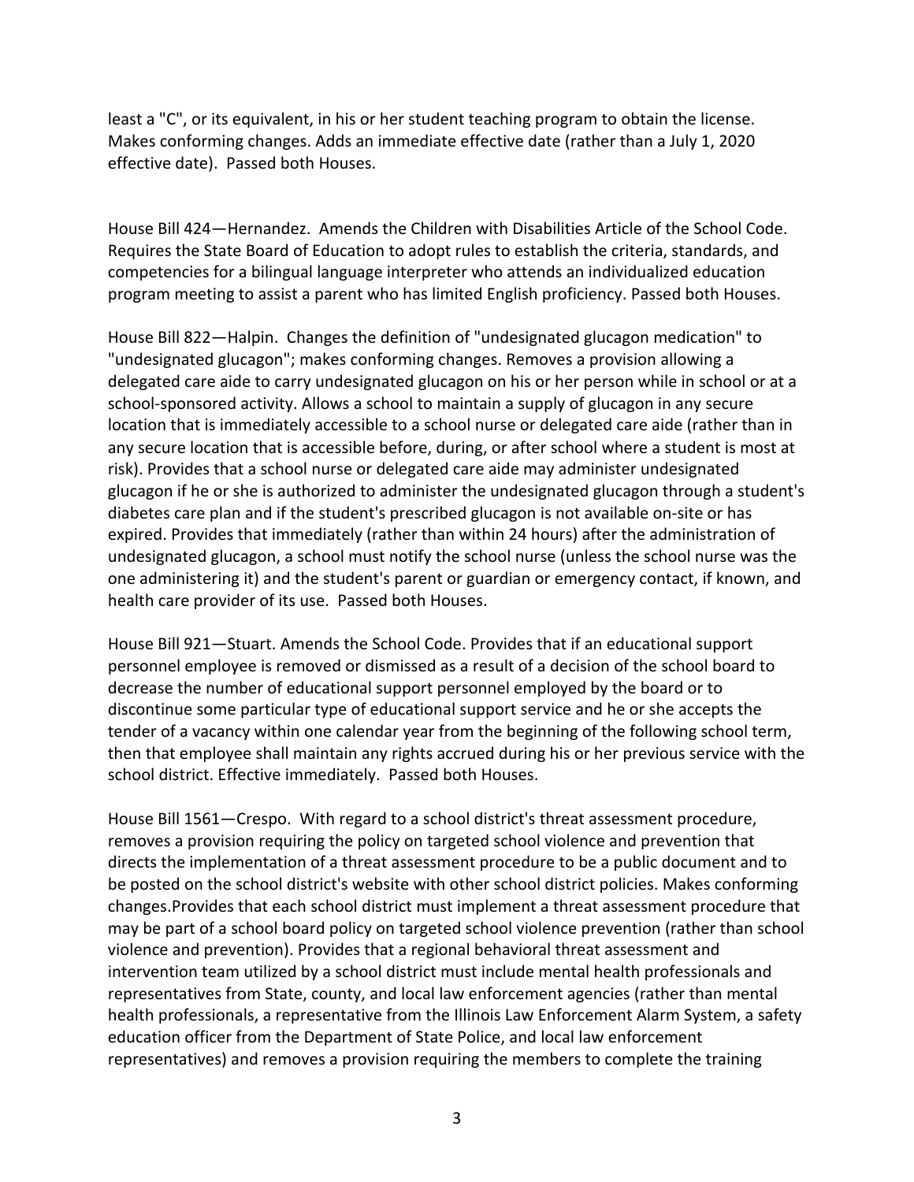least a "C", or its equivalent, in his or her student teaching program to obtain the license. Makes conforming changes. Adds an immediate effective date (rather than a July 1, 2020 effective date). Passed both Houses.

House Bill 424—Hernandez. Amends the Children with Disabilities Article of the School Code. Requires the State Board of Education to adopt rules to establish the criteria, standards, and competencies for a bilingual language interpreter who attends an individualized education program meeting to assist a parent who has limited English proficiency. Passed both Houses.

House Bill 822—Halpin. Changes the definition of "undesignated glucagon medication" to "undesignated glucagon"; makes conforming changes. Removes a provision allowing a delegated care aide to carry undesignated glucagon on his or her person while in school or at a school-sponsored activity. Allows a school to maintain a supply of glucagon in any secure location that is immediately accessible to a school nurse or delegated care aide (rather than in any secure location that is accessible before, during, or after school where a student is most at risk). Provides that a school nurse or delegated care aide may administer undesignated glucagon if he or she is authorized to administer the undesignated glucagon through a student's diabetes care plan and if the student's prescribed glucagon is not available on-site or has expired. Provides that immediately (rather than within 24 hours) after the administration of undesignated glucagon, a school must notify the school nurse (unless the school nurse was the one administering it) and the student's parent or guardian or emergency contact, if known, and health care provider of its use. Passed both Houses.

House Bill 921—Stuart. Amends the School Code. Provides that if an educational support personnel employee is removed or dismissed as a result of a decision of the school board to decrease the number of educational support personnel employed by the board or to discontinue some particular type of educational support service and he or she accepts the tender of a vacancy within one calendar year from the beginning of the following school term, then that employee shall maintain any rights accrued during his or her previous service with the school district. Effective immediately. Passed both Houses.

House Bill 1561—Crespo. With regard to a school district's threat assessment procedure, removes a provision requiring the policy on targeted school violence and prevention that directs the implementation of a threat assessment procedure to be a public document and to be posted on the school district's website with other school district policies. Makes conforming changes.Provides that each school district must implement a threat assessment procedure that may be part of a school board policy on targeted school violence prevention (rather than school violence and prevention). Provides that a regional behavioral threat assessment and intervention team utilized by a school district must include mental health professionals and representatives from State, county, and local law enforcement agencies (rather than mental health professionals, a representative from the Illinois Law Enforcement Alarm System, a safety education officer from the Department of State Police, and local law enforcement representatives) and removes a provision requiring the members to complete the training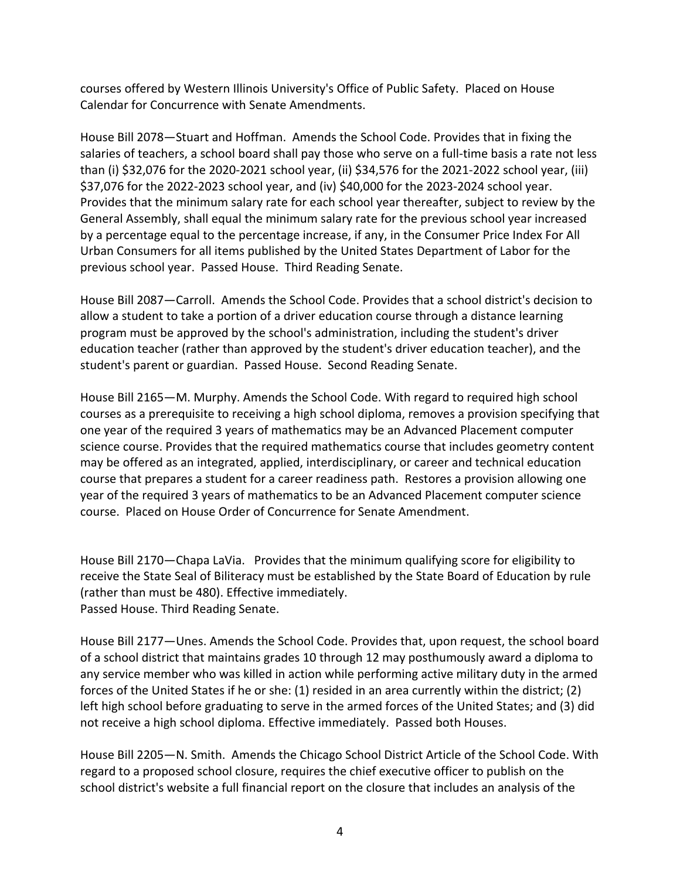courses offered by Western Illinois University's Office of Public Safety. Placed on House Calendar for Concurrence with Senate Amendments.

House Bill 2078—Stuart and Hoffman. Amends the School Code. Provides that in fixing the salaries of teachers, a school board shall pay those who serve on a full-time basis a rate not less than (i) $32,076 for the 2020-2021 school year, (ii) $34,576 for the 2021-2022 school year, (iii) $37,076 for the 2022-2023 school year, and (iv) $40,000 for the 2023-2024 school year. Provides that the minimum salary rate for each school year thereafter, subject to review by the General Assembly, shall equal the minimum salary rate for the previous school year increased by a percentage equal to the percentage increase, if any, in the Consumer Price Index For All Urban Consumers for all items published by the United States Department of Labor for the previous school year. Passed House. Third Reading Senate.

House Bill 2087—Carroll. Amends the School Code. Provides that a school district's decision to allow a student to take a portion of a driver education course through a distance learning program must be approved by the school's administration, including the student's driver education teacher (rather than approved by the student's driver education teacher), and the student's parent or guardian. Passed House. Second Reading Senate.

House Bill 2165—M. Murphy. Amends the School Code. With regard to required high school courses as a prerequisite to receiving a high school diploma, removes a provision specifying that one year of the required 3 years of mathematics may be an Advanced Placement computer science course. Provides that the required mathematics course that includes geometry content may be offered as an integrated, applied, interdisciplinary, or career and technical education course that prepares a student for a career readiness path. Restores a provision allowing one year of the required 3 years of mathematics to be an Advanced Placement computer science course. Placed on House Order of Concurrence for Senate Amendment.

House Bill 2170—Chapa LaVia. Provides that the minimum qualifying score for eligibility to receive the State Seal of Biliteracy must be established by the State Board of Education by rule (rather than must be 480). Effective immediately.
Passed House. Third Reading Senate.

House Bill 2177—Unes. Amends the School Code. Provides that, upon request, the school board of a school district that maintains grades 10 through 12 may posthumously award a diploma to any service member who was killed in action while performing active military duty in the armed forces of the United States if he or she: (1) resided in an area currently within the district; (2) left high school before graduating to serve in the armed forces of the United States; and (3) did not receive a high school diploma. Effective immediately. Passed both Houses.

House Bill 2205—N. Smith. Amends the Chicago School District Article of the School Code. With regard to a proposed school closure, requires the chief executive officer to publish on the school district's website a full financial report on the closure that includes an analysis of the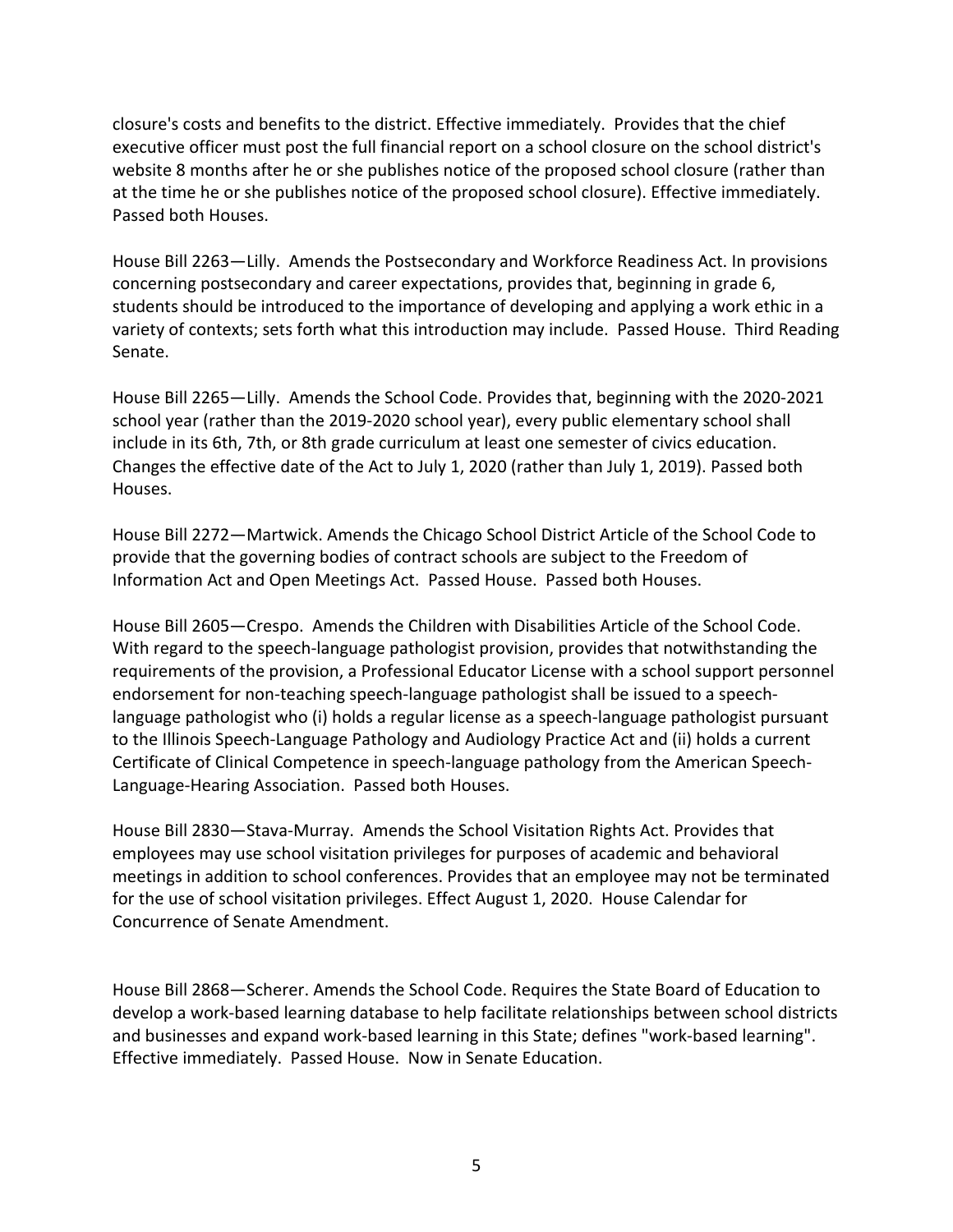closure's costs and benefits to the district. Effective immediately. Provides that the chief executive officer must post the full financial report on a school closure on the school district's website 8 months after he or she publishes notice of the proposed school closure (rather than at the time he or she publishes notice of the proposed school closure). Effective immediately. Passed both Houses.

House Bill 2263—Lilly. Amends the Postsecondary and Workforce Readiness Act. In provisions concerning postsecondary and career expectations, provides that, beginning in grade 6, students should be introduced to the importance of developing and applying a work ethic in a variety of contexts; sets forth what this introduction may include. Passed House. Third Reading Senate.

House Bill 2265—Lilly. Amends the School Code. Provides that, beginning with the 2020-2021 school year (rather than the 2019-2020 school year), every public elementary school shall include in its 6th, 7th, or 8th grade curriculum at least one semester of civics education. Changes the effective date of the Act to July 1, 2020 (rather than July 1, 2019). Passed both Houses.

House Bill 2272—Martwick. Amends the Chicago School District Article of the School Code to provide that the governing bodies of contract schools are subject to the Freedom of Information Act and Open Meetings Act. Passed House. Passed both Houses.

House Bill 2605—Crespo. Amends the Children with Disabilities Article of the School Code. With regard to the speech-language pathologist provision, provides that notwithstanding the requirements of the provision, a Professional Educator License with a school support personnel endorsement for non-teaching speech-language pathologist shall be issued to a speech-language pathologist who (i) holds a regular license as a speech-language pathologist pursuant to the Illinois Speech-Language Pathology and Audiology Practice Act and (ii) holds a current Certificate of Clinical Competence in speech-language pathology from the American Speech-Language-Hearing Association. Passed both Houses.

House Bill 2830—Stava-Murray. Amends the School Visitation Rights Act. Provides that employees may use school visitation privileges for purposes of academic and behavioral meetings in addition to school conferences. Provides that an employee may not be terminated for the use of school visitation privileges. Effect August 1, 2020. House Calendar for Concurrence of Senate Amendment.

House Bill 2868—Scherer. Amends the School Code. Requires the State Board of Education to develop a work-based learning database to help facilitate relationships between school districts and businesses and expand work-based learning in this State; defines "work-based learning". Effective immediately. Passed House. Now in Senate Education.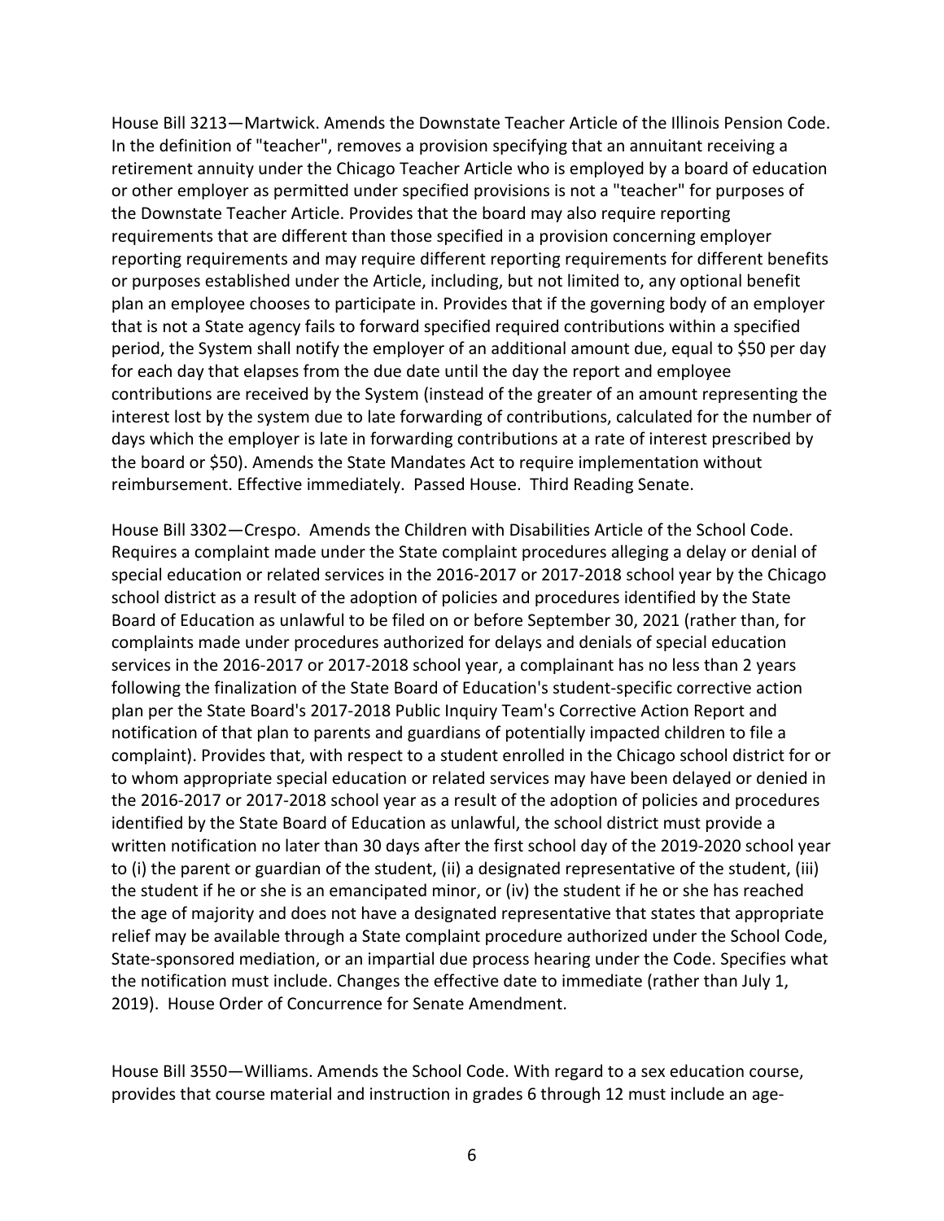House Bill 3213—Martwick. Amends the Downstate Teacher Article of the Illinois Pension Code. In the definition of "teacher", removes a provision specifying that an annuitant receiving a retirement annuity under the Chicago Teacher Article who is employed by a board of education or other employer as permitted under specified provisions is not a "teacher" for purposes of the Downstate Teacher Article. Provides that the board may also require reporting requirements that are different than those specified in a provision concerning employer reporting requirements and may require different reporting requirements for different benefits or purposes established under the Article, including, but not limited to, any optional benefit plan an employee chooses to participate in. Provides that if the governing body of an employer that is not a State agency fails to forward specified required contributions within a specified period, the System shall notify the employer of an additional amount due, equal to $50 per day for each day that elapses from the due date until the day the report and employee contributions are received by the System (instead of the greater of an amount representing the interest lost by the system due to late forwarding of contributions, calculated for the number of days which the employer is late in forwarding contributions at a rate of interest prescribed by the board or $50). Amends the State Mandates Act to require implementation without reimbursement. Effective immediately. Passed House. Third Reading Senate.

House Bill 3302—Crespo. Amends the Children with Disabilities Article of the School Code. Requires a complaint made under the State complaint procedures alleging a delay or denial of special education or related services in the 2016-2017 or 2017-2018 school year by the Chicago school district as a result of the adoption of policies and procedures identified by the State Board of Education as unlawful to be filed on or before September 30, 2021 (rather than, for complaints made under procedures authorized for delays and denials of special education services in the 2016-2017 or 2017-2018 school year, a complainant has no less than 2 years following the finalization of the State Board of Education's student-specific corrective action plan per the State Board's 2017-2018 Public Inquiry Team's Corrective Action Report and notification of that plan to parents and guardians of potentially impacted children to file a complaint). Provides that, with respect to a student enrolled in the Chicago school district for or to whom appropriate special education or related services may have been delayed or denied in the 2016-2017 or 2017-2018 school year as a result of the adoption of policies and procedures identified by the State Board of Education as unlawful, the school district must provide a written notification no later than 30 days after the first school day of the 2019-2020 school year to (i) the parent or guardian of the student, (ii) a designated representative of the student, (iii) the student if he or she is an emancipated minor, or (iv) the student if he or she has reached the age of majority and does not have a designated representative that states that appropriate relief may be available through a State complaint procedure authorized under the School Code, State-sponsored mediation, or an impartial due process hearing under the Code. Specifies what the notification must include. Changes the effective date to immediate (rather than July 1, 2019). House Order of Concurrence for Senate Amendment.

House Bill 3550—Williams. Amends the School Code. With regard to a sex education course, provides that course material and instruction in grades 6 through 12 must include an age-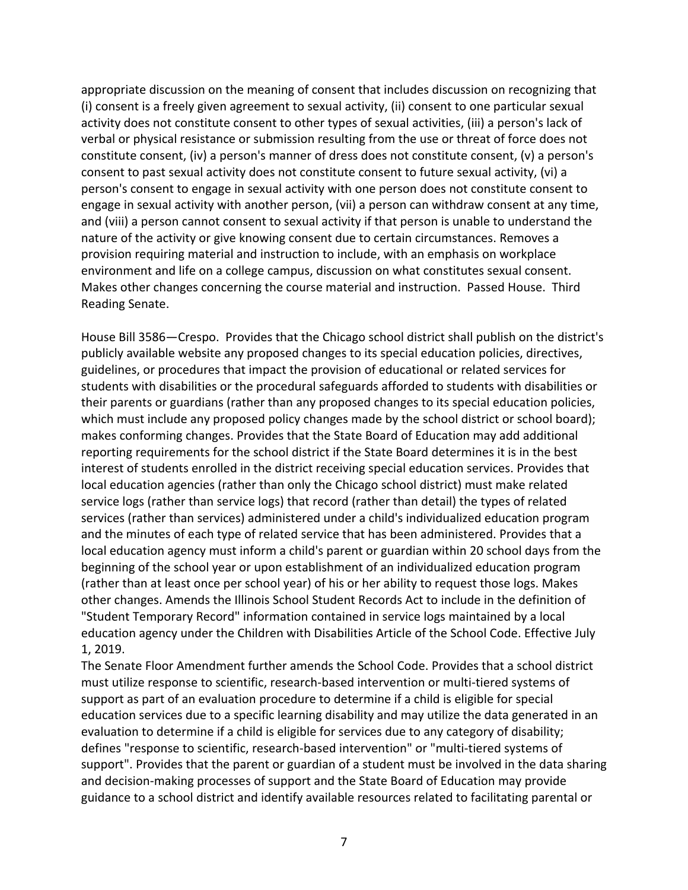appropriate discussion on the meaning of consent that includes discussion on recognizing that (i) consent is a freely given agreement to sexual activity, (ii) consent to one particular sexual activity does not constitute consent to other types of sexual activities, (iii) a person's lack of verbal or physical resistance or submission resulting from the use or threat of force does not constitute consent, (iv) a person's manner of dress does not constitute consent, (v) a person's consent to past sexual activity does not constitute consent to future sexual activity, (vi) a person's consent to engage in sexual activity with one person does not constitute consent to engage in sexual activity with another person, (vii) a person can withdraw consent at any time, and (viii) a person cannot consent to sexual activity if that person is unable to understand the nature of the activity or give knowing consent due to certain circumstances. Removes a provision requiring material and instruction to include, with an emphasis on workplace environment and life on a college campus, discussion on what constitutes sexual consent. Makes other changes concerning the course material and instruction. Passed House. Third Reading Senate.

House Bill 3586—Crespo. Provides that the Chicago school district shall publish on the district's publicly available website any proposed changes to its special education policies, directives, guidelines, or procedures that impact the provision of educational or related services for students with disabilities or the procedural safeguards afforded to students with disabilities or their parents or guardians (rather than any proposed changes to its special education policies, which must include any proposed policy changes made by the school district or school board); makes conforming changes. Provides that the State Board of Education may add additional reporting requirements for the school district if the State Board determines it is in the best interest of students enrolled in the district receiving special education services. Provides that local education agencies (rather than only the Chicago school district) must make related service logs (rather than service logs) that record (rather than detail) the types of related services (rather than services) administered under a child's individualized education program and the minutes of each type of related service that has been administered. Provides that a local education agency must inform a child's parent or guardian within 20 school days from the beginning of the school year or upon establishment of an individualized education program (rather than at least once per school year) of his or her ability to request those logs. Makes other changes. Amends the Illinois School Student Records Act to include in the definition of "Student Temporary Record" information contained in service logs maintained by a local education agency under the Children with Disabilities Article of the School Code. Effective July 1, 2019.

The Senate Floor Amendment further amends the School Code. Provides that a school district must utilize response to scientific, research-based intervention or multi-tiered systems of support as part of an evaluation procedure to determine if a child is eligible for special education services due to a specific learning disability and may utilize the data generated in an evaluation to determine if a child is eligible for services due to any category of disability; defines "response to scientific, research-based intervention" or "multi-tiered systems of support". Provides that the parent or guardian of a student must be involved in the data sharing and decision-making processes of support and the State Board of Education may provide guidance to a school district and identify available resources related to facilitating parental or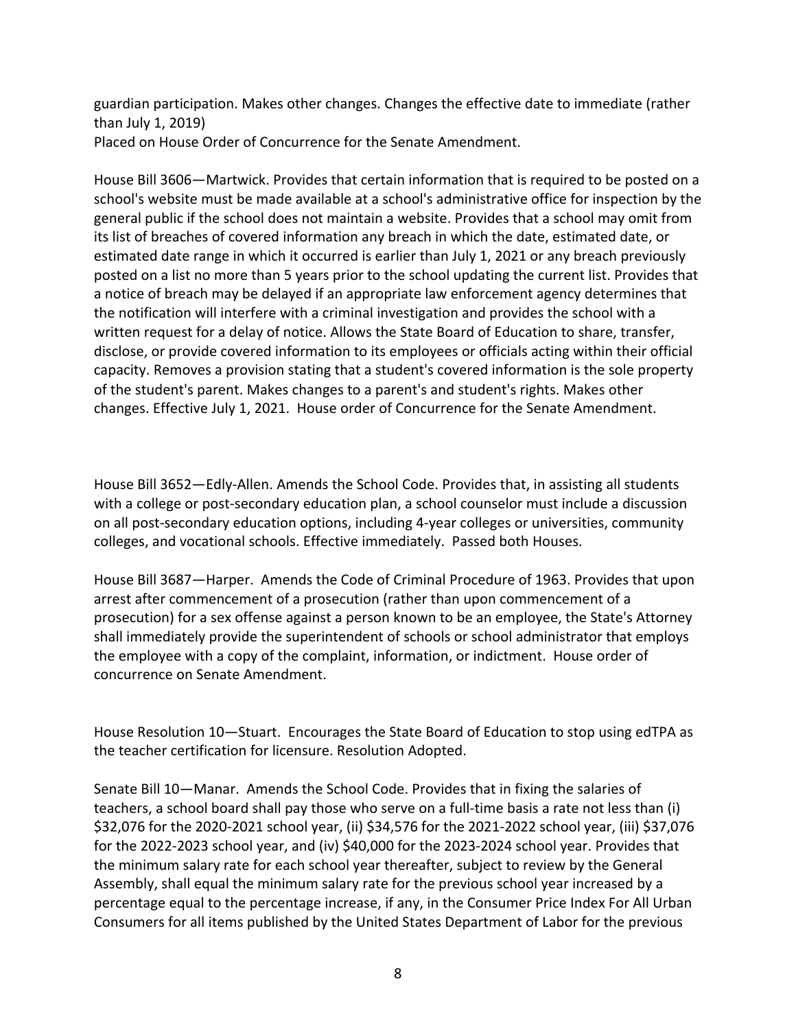guardian participation. Makes other changes. Changes the effective date to immediate (rather than July 1, 2019)
Placed on House Order of Concurrence for the Senate Amendment.

House Bill 3606—Martwick. Provides that certain information that is required to be posted on a school's website must be made available at a school's administrative office for inspection by the general public if the school does not maintain a website. Provides that a school may omit from its list of breaches of covered information any breach in which the date, estimated date, or estimated date range in which it occurred is earlier than July 1, 2021 or any breach previously posted on a list no more than 5 years prior to the school updating the current list. Provides that a notice of breach may be delayed if an appropriate law enforcement agency determines that the notification will interfere with a criminal investigation and provides the school with a written request for a delay of notice. Allows the State Board of Education to share, transfer, disclose, or provide covered information to its employees or officials acting within their official capacity. Removes a provision stating that a student's covered information is the sole property of the student's parent. Makes changes to a parent's and student's rights. Makes other changes. Effective July 1, 2021. House order of Concurrence for the Senate Amendment.

House Bill 3652—Edly-Allen. Amends the School Code. Provides that, in assisting all students with a college or post-secondary education plan, a school counselor must include a discussion on all post-secondary education options, including 4-year colleges or universities, community colleges, and vocational schools. Effective immediately. Passed both Houses.

House Bill 3687—Harper. Amends the Code of Criminal Procedure of 1963. Provides that upon arrest after commencement of a prosecution (rather than upon commencement of a prosecution) for a sex offense against a person known to be an employee, the State's Attorney shall immediately provide the superintendent of schools or school administrator that employs the employee with a copy of the complaint, information, or indictment. House order of concurrence on Senate Amendment.

House Resolution 10—Stuart. Encourages the State Board of Education to stop using edTPA as the teacher certification for licensure. Resolution Adopted.

Senate Bill 10—Manar. Amends the School Code. Provides that in fixing the salaries of teachers, a school board shall pay those who serve on a full-time basis a rate not less than (i) $32,076 for the 2020-2021 school year, (ii) $34,576 for the 2021-2022 school year, (iii) $37,076 for the 2022-2023 school year, and (iv) $40,000 for the 2023-2024 school year. Provides that the minimum salary rate for each school year thereafter, subject to review by the General Assembly, shall equal the minimum salary rate for the previous school year increased by a percentage equal to the percentage increase, if any, in the Consumer Price Index For All Urban Consumers for all items published by the United States Department of Labor for the previous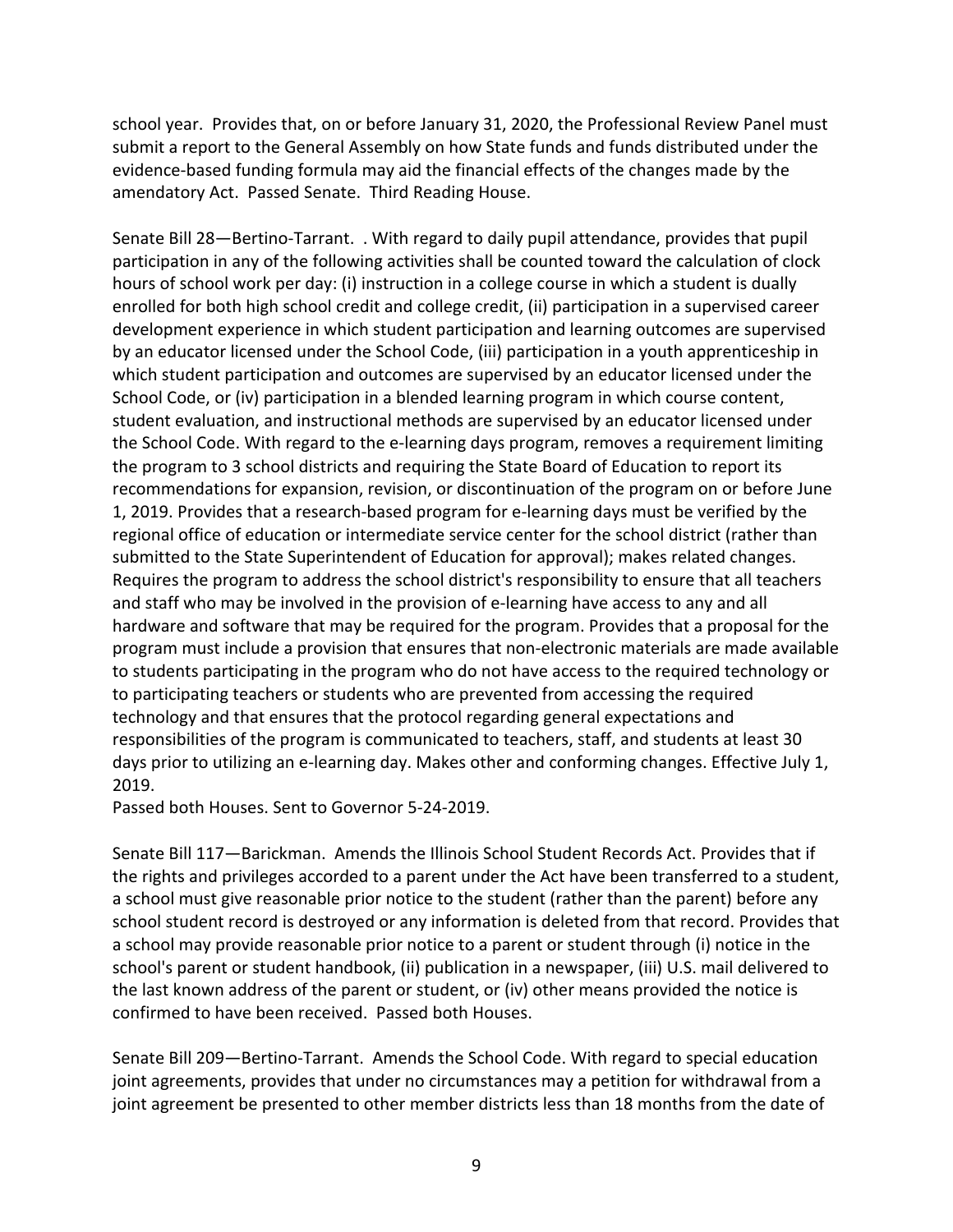school year. Provides that, on or before January 31, 2020, the Professional Review Panel must submit a report to the General Assembly on how State funds and funds distributed under the evidence-based funding formula may aid the financial effects of the changes made by the amendatory Act. Passed Senate. Third Reading House.

Senate Bill 28—Bertino-Tarrant. . With regard to daily pupil attendance, provides that pupil participation in any of the following activities shall be counted toward the calculation of clock hours of school work per day: (i) instruction in a college course in which a student is dually enrolled for both high school credit and college credit, (ii) participation in a supervised career development experience in which student participation and learning outcomes are supervised by an educator licensed under the School Code, (iii) participation in a youth apprenticeship in which student participation and outcomes are supervised by an educator licensed under the School Code, or (iv) participation in a blended learning program in which course content, student evaluation, and instructional methods are supervised by an educator licensed under the School Code. With regard to the e-learning days program, removes a requirement limiting the program to 3 school districts and requiring the State Board of Education to report its recommendations for expansion, revision, or discontinuation of the program on or before June 1, 2019. Provides that a research-based program for e-learning days must be verified by the regional office of education or intermediate service center for the school district (rather than submitted to the State Superintendent of Education for approval); makes related changes. Requires the program to address the school district's responsibility to ensure that all teachers and staff who may be involved in the provision of e-learning have access to any and all hardware and software that may be required for the program. Provides that a proposal for the program must include a provision that ensures that non-electronic materials are made available to students participating in the program who do not have access to the required technology or to participating teachers or students who are prevented from accessing the required technology and that ensures that the protocol regarding general expectations and responsibilities of the program is communicated to teachers, staff, and students at least 30 days prior to utilizing an e-learning day. Makes other and conforming changes. Effective July 1, 2019.
Passed both Houses. Sent to Governor 5-24-2019.

Senate Bill 117—Barickman. Amends the Illinois School Student Records Act. Provides that if the rights and privileges accorded to a parent under the Act have been transferred to a student, a school must give reasonable prior notice to the student (rather than the parent) before any school student record is destroyed or any information is deleted from that record. Provides that a school may provide reasonable prior notice to a parent or student through (i) notice in the school's parent or student handbook, (ii) publication in a newspaper, (iii) U.S. mail delivered to the last known address of the parent or student, or (iv) other means provided the notice is confirmed to have been received. Passed both Houses.

Senate Bill 209—Bertino-Tarrant. Amends the School Code. With regard to special education joint agreements, provides that under no circumstances may a petition for withdrawal from a joint agreement be presented to other member districts less than 18 months from the date of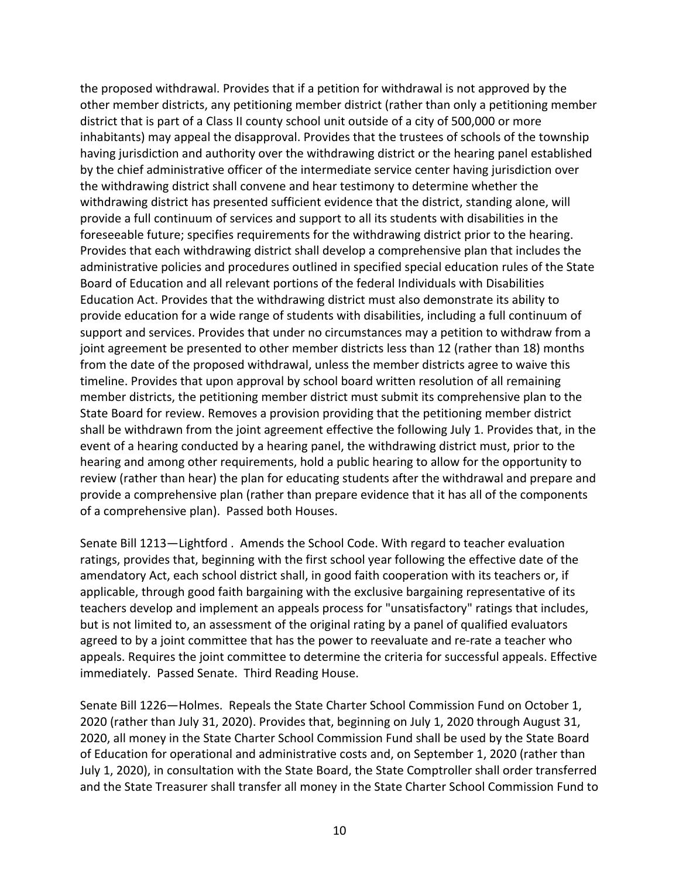the proposed withdrawal. Provides that if a petition for withdrawal is not approved by the other member districts, any petitioning member district (rather than only a petitioning member district that is part of a Class II county school unit outside of a city of 500,000 or more inhabitants) may appeal the disapproval. Provides that the trustees of schools of the township having jurisdiction and authority over the withdrawing district or the hearing panel established by the chief administrative officer of the intermediate service center having jurisdiction over the withdrawing district shall convene and hear testimony to determine whether the withdrawing district has presented sufficient evidence that the district, standing alone, will provide a full continuum of services and support to all its students with disabilities in the foreseeable future; specifies requirements for the withdrawing district prior to the hearing. Provides that each withdrawing district shall develop a comprehensive plan that includes the administrative policies and procedures outlined in specified special education rules of the State Board of Education and all relevant portions of the federal Individuals with Disabilities Education Act. Provides that the withdrawing district must also demonstrate its ability to provide education for a wide range of students with disabilities, including a full continuum of support and services. Provides that under no circumstances may a petition to withdraw from a joint agreement be presented to other member districts less than 12 (rather than 18) months from the date of the proposed withdrawal, unless the member districts agree to waive this timeline. Provides that upon approval by school board written resolution of all remaining member districts, the petitioning member district must submit its comprehensive plan to the State Board for review. Removes a provision providing that the petitioning member district shall be withdrawn from the joint agreement effective the following July 1. Provides that, in the event of a hearing conducted by a hearing panel, the withdrawing district must, prior to the hearing and among other requirements, hold a public hearing to allow for the opportunity to review (rather than hear) the plan for educating students after the withdrawal and prepare and provide a comprehensive plan (rather than prepare evidence that it has all of the components of a comprehensive plan). Passed both Houses.

Senate Bill 1213—Lightford . Amends the School Code. With regard to teacher evaluation ratings, provides that, beginning with the first school year following the effective date of the amendatory Act, each school district shall, in good faith cooperation with its teachers or, if applicable, through good faith bargaining with the exclusive bargaining representative of its teachers develop and implement an appeals process for "unsatisfactory" ratings that includes, but is not limited to, an assessment of the original rating by a panel of qualified evaluators agreed to by a joint committee that has the power to reevaluate and re-rate a teacher who appeals. Requires the joint committee to determine the criteria for successful appeals. Effective immediately. Passed Senate. Third Reading House.

Senate Bill 1226—Holmes. Repeals the State Charter School Commission Fund on October 1, 2020 (rather than July 31, 2020). Provides that, beginning on July 1, 2020 through August 31, 2020, all money in the State Charter School Commission Fund shall be used by the State Board of Education for operational and administrative costs and, on September 1, 2020 (rather than July 1, 2020), in consultation with the State Board, the State Comptroller shall order transferred and the State Treasurer shall transfer all money in the State Charter School Commission Fund to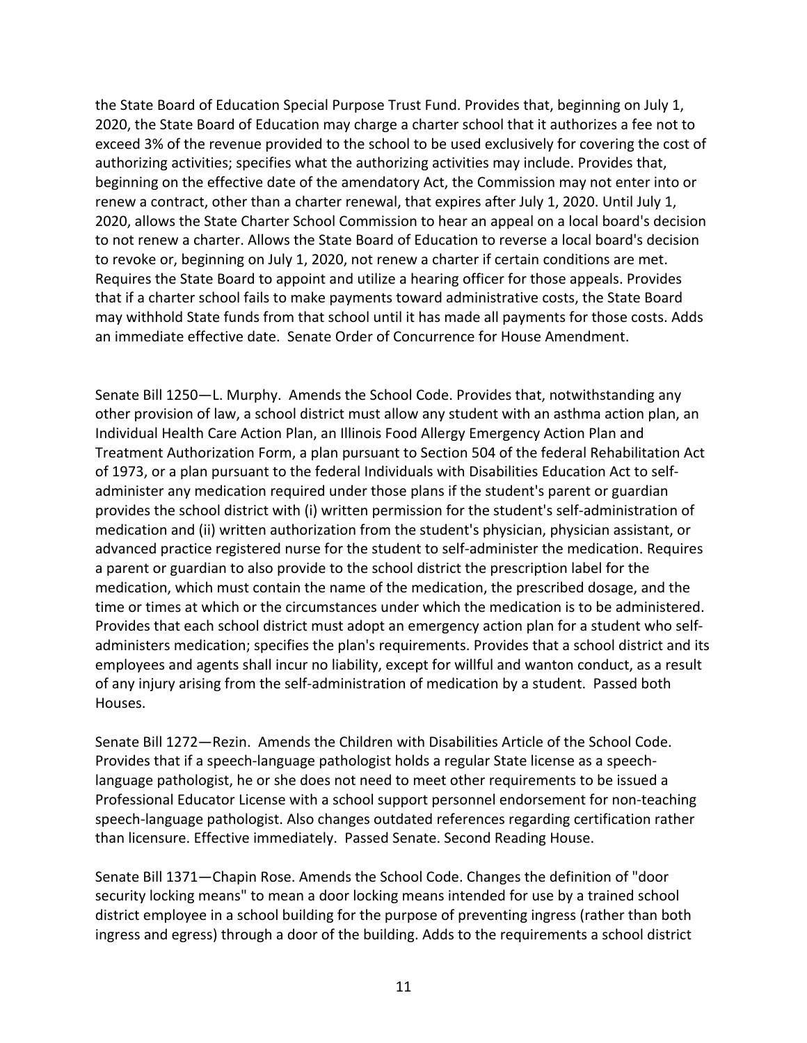the State Board of Education Special Purpose Trust Fund. Provides that, beginning on July 1, 2020, the State Board of Education may charge a charter school that it authorizes a fee not to exceed 3% of the revenue provided to the school to be used exclusively for covering the cost of authorizing activities; specifies what the authorizing activities may include. Provides that, beginning on the effective date of the amendatory Act, the Commission may not enter into or renew a contract, other than a charter renewal, that expires after July 1, 2020. Until July 1, 2020, allows the State Charter School Commission to hear an appeal on a local board's decision to not renew a charter. Allows the State Board of Education to reverse a local board's decision to revoke or, beginning on July 1, 2020, not renew a charter if certain conditions are met. Requires the State Board to appoint and utilize a hearing officer for those appeals. Provides that if a charter school fails to make payments toward administrative costs, the State Board may withhold State funds from that school until it has made all payments for those costs. Adds an immediate effective date. Senate Order of Concurrence for House Amendment.

Senate Bill 1250—L. Murphy. Amends the School Code. Provides that, notwithstanding any other provision of law, a school district must allow any student with an asthma action plan, an Individual Health Care Action Plan, an Illinois Food Allergy Emergency Action Plan and Treatment Authorization Form, a plan pursuant to Section 504 of the federal Rehabilitation Act of 1973, or a plan pursuant to the federal Individuals with Disabilities Education Act to self-administer any medication required under those plans if the student's parent or guardian provides the school district with (i) written permission for the student's self-administration of medication and (ii) written authorization from the student's physician, physician assistant, or advanced practice registered nurse for the student to self-administer the medication. Requires a parent or guardian to also provide to the school district the prescription label for the medication, which must contain the name of the medication, the prescribed dosage, and the time or times at which or the circumstances under which the medication is to be administered. Provides that each school district must adopt an emergency action plan for a student who self-administers medication; specifies the plan's requirements. Provides that a school district and its employees and agents shall incur no liability, except for willful and wanton conduct, as a result of any injury arising from the self-administration of medication by a student. Passed both Houses.

Senate Bill 1272—Rezin. Amends the Children with Disabilities Article of the School Code. Provides that if a speech-language pathologist holds a regular State license as a speech-language pathologist, he or she does not need to meet other requirements to be issued a Professional Educator License with a school support personnel endorsement for non-teaching speech-language pathologist. Also changes outdated references regarding certification rather than licensure. Effective immediately. Passed Senate. Second Reading House.

Senate Bill 1371—Chapin Rose. Amends the School Code. Changes the definition of "door security locking means" to mean a door locking means intended for use by a trained school district employee in a school building for the purpose of preventing ingress (rather than both ingress and egress) through a door of the building. Adds to the requirements a school district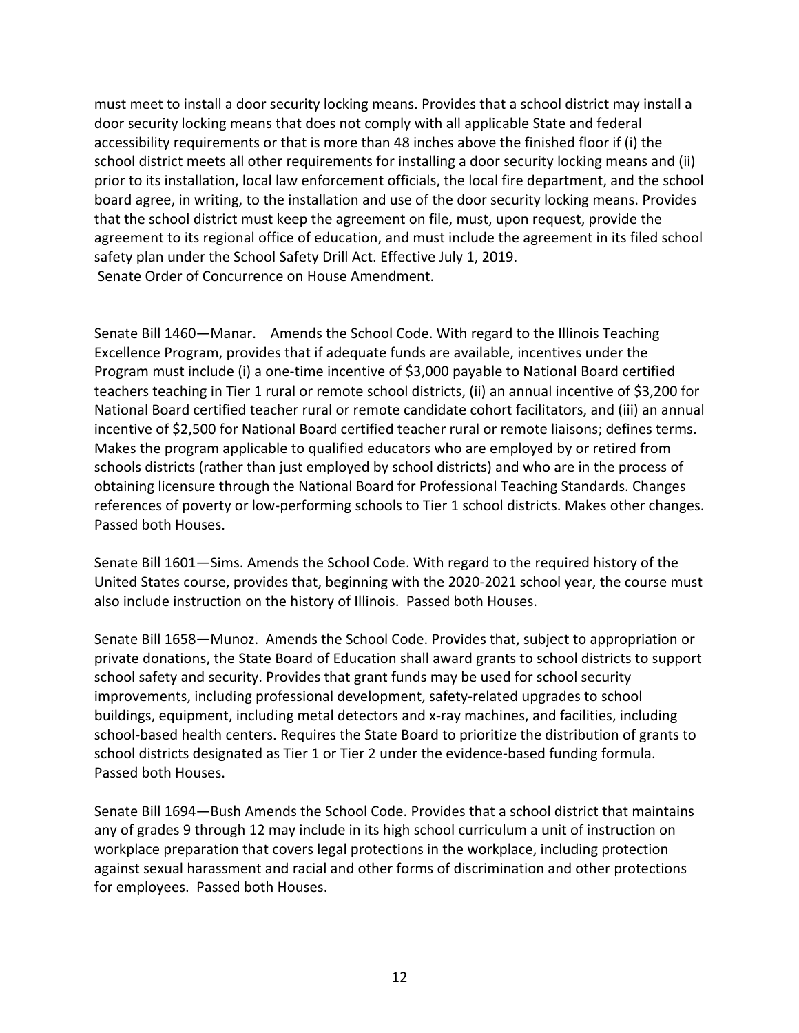must meet to install a door security locking means. Provides that a school district may install a door security locking means that does not comply with all applicable State and federal accessibility requirements or that is more than 48 inches above the finished floor if (i) the school district meets all other requirements for installing a door security locking means and (ii) prior to its installation, local law enforcement officials, the local fire department, and the school board agree, in writing, to the installation and use of the door security locking means. Provides that the school district must keep the agreement on file, must, upon request, provide the agreement to its regional office of education, and must include the agreement in its filed school safety plan under the School Safety Drill Act. Effective July 1, 2019.
Senate Order of Concurrence on House Amendment.

Senate Bill 1460—Manar. Amends the School Code. With regard to the Illinois Teaching Excellence Program, provides that if adequate funds are available, incentives under the Program must include (i) a one-time incentive of $3,000 payable to National Board certified teachers teaching in Tier 1 rural or remote school districts, (ii) an annual incentive of $3,200 for National Board certified teacher rural or remote candidate cohort facilitators, and (iii) an annual incentive of $2,500 for National Board certified teacher rural or remote liaisons; defines terms. Makes the program applicable to qualified educators who are employed by or retired from schools districts (rather than just employed by school districts) and who are in the process of obtaining licensure through the National Board for Professional Teaching Standards. Changes references of poverty or low-performing schools to Tier 1 school districts. Makes other changes. Passed both Houses.

Senate Bill 1601—Sims. Amends the School Code. With regard to the required history of the United States course, provides that, beginning with the 2020-2021 school year, the course must also include instruction on the history of Illinois. Passed both Houses.

Senate Bill 1658—Munoz. Amends the School Code. Provides that, subject to appropriation or private donations, the State Board of Education shall award grants to school districts to support school safety and security. Provides that grant funds may be used for school security improvements, including professional development, safety-related upgrades to school buildings, equipment, including metal detectors and x-ray machines, and facilities, including school-based health centers. Requires the State Board to prioritize the distribution of grants to school districts designated as Tier 1 or Tier 2 under the evidence-based funding formula. Passed both Houses.

Senate Bill 1694—Bush Amends the School Code. Provides that a school district that maintains any of grades 9 through 12 may include in its high school curriculum a unit of instruction on workplace preparation that covers legal protections in the workplace, including protection against sexual harassment and racial and other forms of discrimination and other protections for employees. Passed both Houses.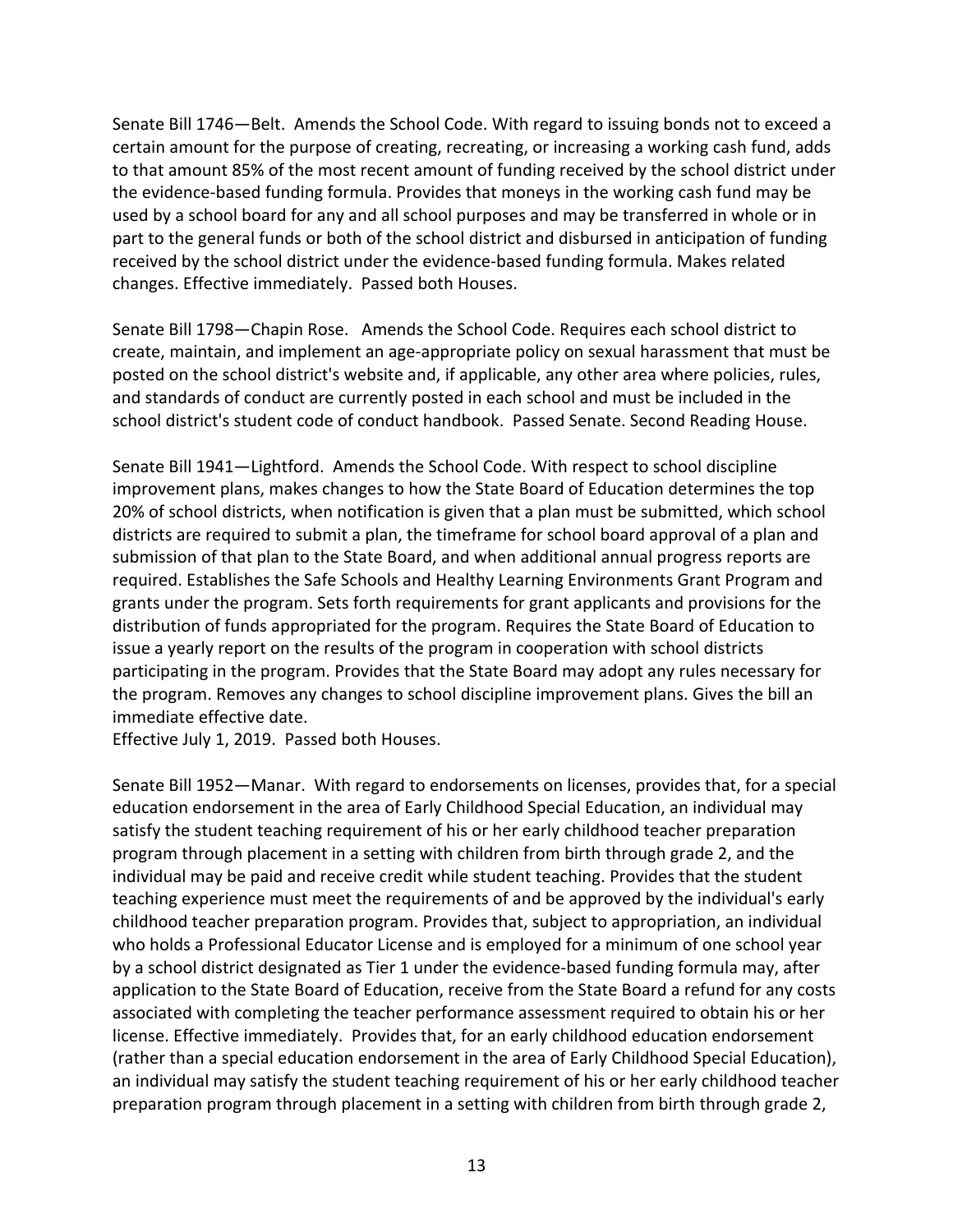Senate Bill 1746—Belt. Amends the School Code. With regard to issuing bonds not to exceed a certain amount for the purpose of creating, recreating, or increasing a working cash fund, adds to that amount 85% of the most recent amount of funding received by the school district under the evidence-based funding formula. Provides that moneys in the working cash fund may be used by a school board for any and all school purposes and may be transferred in whole or in part to the general funds or both of the school district and disbursed in anticipation of funding received by the school district under the evidence-based funding formula. Makes related changes. Effective immediately. Passed both Houses.

Senate Bill 1798—Chapin Rose. Amends the School Code. Requires each school district to create, maintain, and implement an age-appropriate policy on sexual harassment that must be posted on the school district's website and, if applicable, any other area where policies, rules, and standards of conduct are currently posted in each school and must be included in the school district's student code of conduct handbook. Passed Senate. Second Reading House.

Senate Bill 1941—Lightford. Amends the School Code. With respect to school discipline improvement plans, makes changes to how the State Board of Education determines the top 20% of school districts, when notification is given that a plan must be submitted, which school districts are required to submit a plan, the timeframe for school board approval of a plan and submission of that plan to the State Board, and when additional annual progress reports are required. Establishes the Safe Schools and Healthy Learning Environments Grant Program and grants under the program. Sets forth requirements for grant applicants and provisions for the distribution of funds appropriated for the program. Requires the State Board of Education to issue a yearly report on the results of the program in cooperation with school districts participating in the program. Provides that the State Board may adopt any rules necessary for the program. Removes any changes to school discipline improvement plans. Gives the bill an immediate effective date.
Effective July 1, 2019. Passed both Houses.

Senate Bill 1952—Manar. With regard to endorsements on licenses, provides that, for a special education endorsement in the area of Early Childhood Special Education, an individual may satisfy the student teaching requirement of his or her early childhood teacher preparation program through placement in a setting with children from birth through grade 2, and the individual may be paid and receive credit while student teaching. Provides that the student teaching experience must meet the requirements of and be approved by the individual's early childhood teacher preparation program. Provides that, subject to appropriation, an individual who holds a Professional Educator License and is employed for a minimum of one school year by a school district designated as Tier 1 under the evidence-based funding formula may, after application to the State Board of Education, receive from the State Board a refund for any costs associated with completing the teacher performance assessment required to obtain his or her license. Effective immediately. Provides that, for an early childhood education endorsement (rather than a special education endorsement in the area of Early Childhood Special Education), an individual may satisfy the student teaching requirement of his or her early childhood teacher preparation program through placement in a setting with children from birth through grade 2,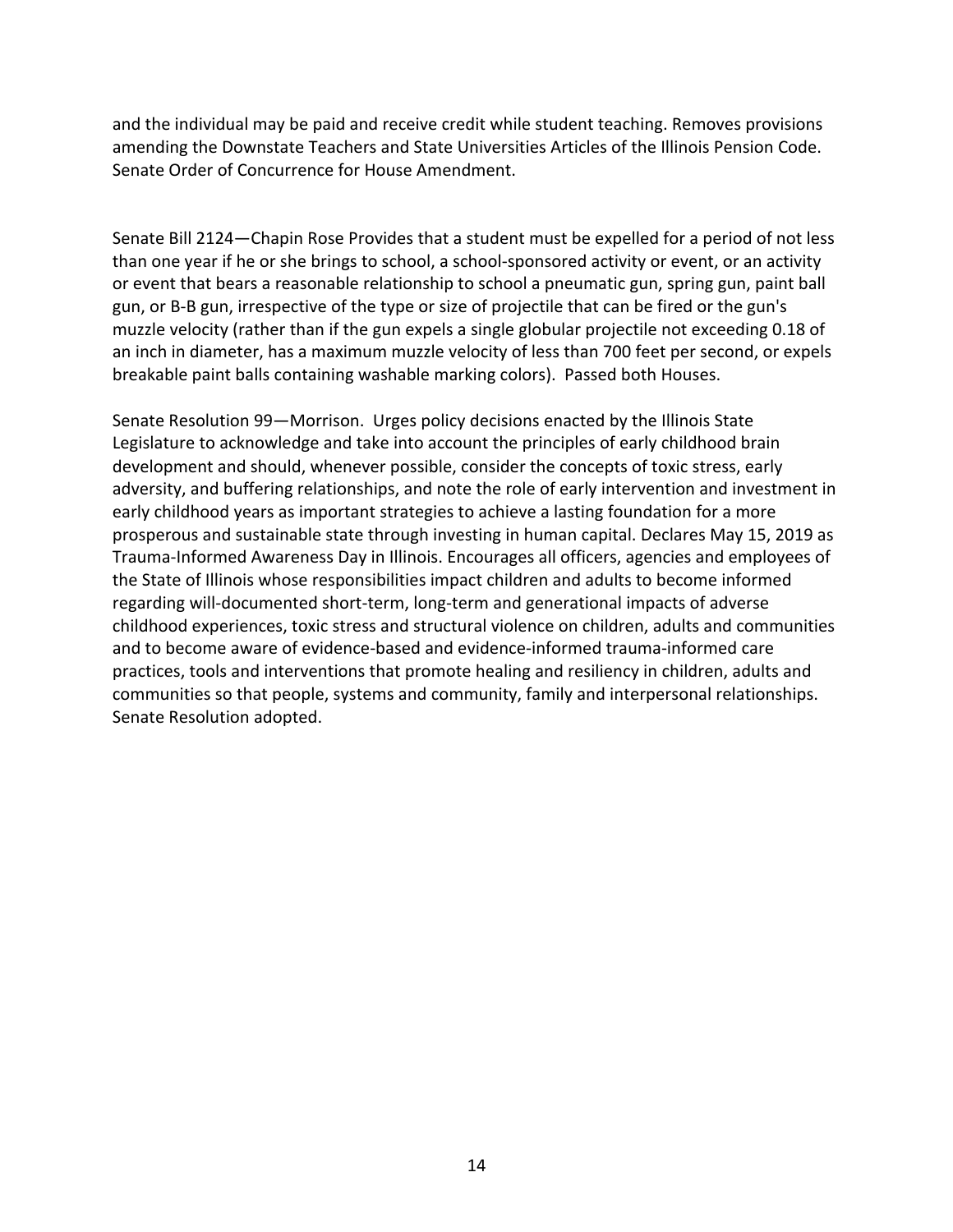and the individual may be paid and receive credit while student teaching. Removes provisions amending the Downstate Teachers and State Universities Articles of the Illinois Pension Code. Senate Order of Concurrence for House Amendment.

Senate Bill 2124—Chapin Rose Provides that a student must be expelled for a period of not less than one year if he or she brings to school, a school-sponsored activity or event, or an activity or event that bears a reasonable relationship to school a pneumatic gun, spring gun, paint ball gun, or B-B gun, irrespective of the type or size of projectile that can be fired or the gun's muzzle velocity (rather than if the gun expels a single globular projectile not exceeding 0.18 of an inch in diameter, has a maximum muzzle velocity of less than 700 feet per second, or expels breakable paint balls containing washable marking colors). Passed both Houses.

Senate Resolution 99—Morrison. Urges policy decisions enacted by the Illinois State Legislature to acknowledge and take into account the principles of early childhood brain development and should, whenever possible, consider the concepts of toxic stress, early adversity, and buffering relationships, and note the role of early intervention and investment in early childhood years as important strategies to achieve a lasting foundation for a more prosperous and sustainable state through investing in human capital. Declares May 15, 2019 as Trauma-Informed Awareness Day in Illinois. Encourages all officers, agencies and employees of the State of Illinois whose responsibilities impact children and adults to become informed regarding will-documented short-term, long-term and generational impacts of adverse childhood experiences, toxic stress and structural violence on children, adults and communities and to become aware of evidence-based and evidence-informed trauma-informed care practices, tools and interventions that promote healing and resiliency in children, adults and communities so that people, systems and community, family and interpersonal relationships. Senate Resolution adopted.